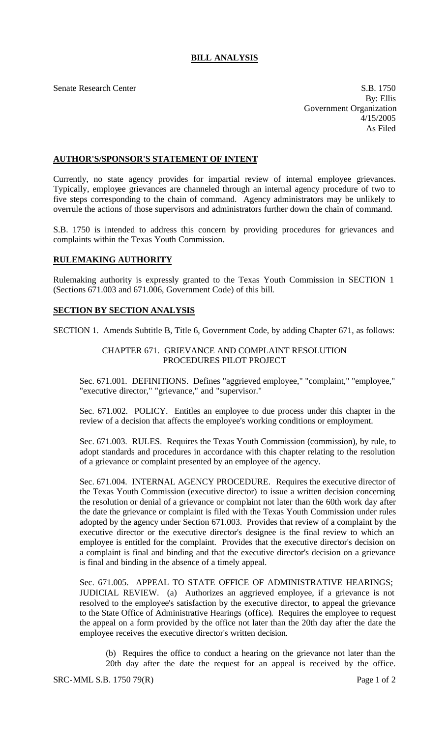# BILL ANALYSIS

Senate Research Center

S.B. 1750
By: Ellis
Government Organization
4/15/2005
As Filed

## AUTHOR'S/SPONSOR'S STATEMENT OF INTENT

Currently, no state agency provides for impartial review of internal employee grievances. Typically, employee grievances are channeled through an internal agency procedure of two to five steps corresponding to the chain of command. Agency administrators may be unlikely to overrule the actions of those supervisors and administrators further down the chain of command.

S.B. 1750 is intended to address this concern by providing procedures for grievances and complaints within the Texas Youth Commission.

## RULEMAKING AUTHORITY

Rulemaking authority is expressly granted to the Texas Youth Commission in SECTION 1 (Sections 671.003 and 671.006, Government Code) of this bill.

## SECTION BY SECTION ANALYSIS

SECTION 1. Amends Subtitle B, Title 6, Government Code, by adding Chapter 671, as follows:

CHAPTER 671. GRIEVANCE AND COMPLAINT RESOLUTION PROCEDURES PILOT PROJECT

Sec. 671.001. DEFINITIONS. Defines "aggrieved employee," "complaint," "employee," "executive director," "grievance," and "supervisor."

Sec. 671.002. POLICY. Entitles an employee to due process under this chapter in the review of a decision that affects the employee's working conditions or employment.

Sec. 671.003. RULES. Requires the Texas Youth Commission (commission), by rule, to adopt standards and procedures in accordance with this chapter relating to the resolution of a grievance or complaint presented by an employee of the agency.

Sec. 671.004. INTERNAL AGENCY PROCEDURE. Requires the executive director of the Texas Youth Commission (executive director) to issue a written decision concerning the resolution or denial of a grievance or complaint not later than the 60th work day after the date the grievance or complaint is filed with the Texas Youth Commission under rules adopted by the agency under Section 671.003. Provides that review of a complaint by the executive director or the executive director's designee is the final review to which an employee is entitled for the complaint. Provides that the executive director's decision on a complaint is final and binding and that the executive director's decision on a grievance is final and binding in the absence of a timely appeal.

Sec. 671.005. APPEAL TO STATE OFFICE OF ADMINISTRATIVE HEARINGS; JUDICIAL REVIEW. (a) Authorizes an aggrieved employee, if a grievance is not resolved to the employee's satisfaction by the executive director, to appeal the grievance to the State Office of Administrative Hearings (office). Requires the employee to request the appeal on a form provided by the office not later than the 20th day after the date the employee receives the executive director's written decision.

(b) Requires the office to conduct a hearing on the grievance not later than the 20th day after the date the request for an appeal is received by the office.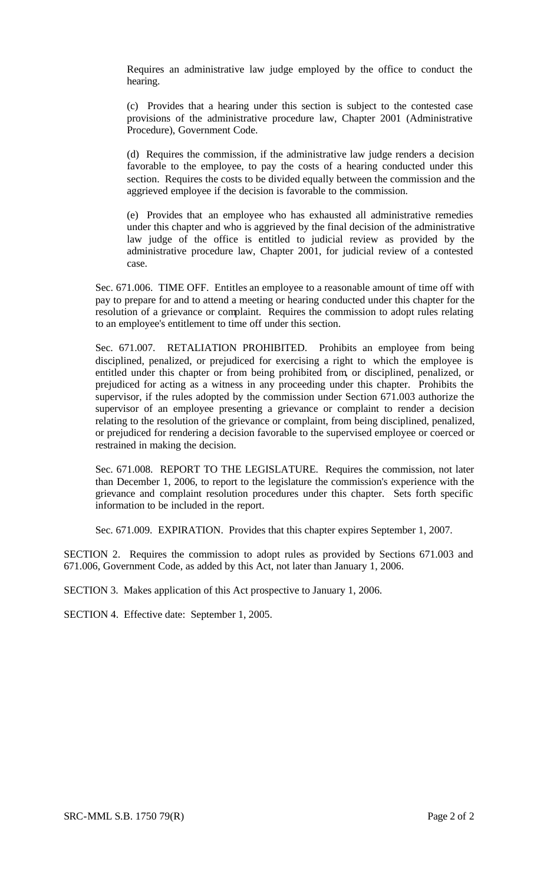Requires an administrative law judge employed by the office to conduct the hearing.

(c) Provides that a hearing under this section is subject to the contested case provisions of the administrative procedure law, Chapter 2001 (Administrative Procedure), Government Code.

(d) Requires the commission, if the administrative law judge renders a decision favorable to the employee, to pay the costs of a hearing conducted under this section. Requires the costs to be divided equally between the commission and the aggrieved employee if the decision is favorable to the commission.

(e) Provides that an employee who has exhausted all administrative remedies under this chapter and who is aggrieved by the final decision of the administrative law judge of the office is entitled to judicial review as provided by the administrative procedure law, Chapter 2001, for judicial review of a contested case.

Sec. 671.006. TIME OFF. Entitles an employee to a reasonable amount of time off with pay to prepare for and to attend a meeting or hearing conducted under this chapter for the resolution of a grievance or complaint. Requires the commission to adopt rules relating to an employee's entitlement to time off under this section.

Sec. 671.007. RETALIATION PROHIBITED. Prohibits an employee from being disciplined, penalized, or prejudiced for exercising a right to which the employee is entitled under this chapter or from being prohibited from, or disciplined, penalized, or prejudiced for acting as a witness in any proceeding under this chapter. Prohibits the supervisor, if the rules adopted by the commission under Section 671.003 authorize the supervisor of an employee presenting a grievance or complaint to render a decision relating to the resolution of the grievance or complaint, from being disciplined, penalized, or prejudiced for rendering a decision favorable to the supervised employee or coerced or restrained in making the decision.

Sec. 671.008. REPORT TO THE LEGISLATURE. Requires the commission, not later than December 1, 2006, to report to the legislature the commission's experience with the grievance and complaint resolution procedures under this chapter. Sets forth specific information to be included in the report.

Sec. 671.009. EXPIRATION. Provides that this chapter expires September 1, 2007.

SECTION 2. Requires the commission to adopt rules as provided by Sections 671.003 and 671.006, Government Code, as added by this Act, not later than January 1, 2006.

SECTION 3. Makes application of this Act prospective to January 1, 2006.

SECTION 4. Effective date: September 1, 2005.

SRC-MML S.B. 1750 79(R)